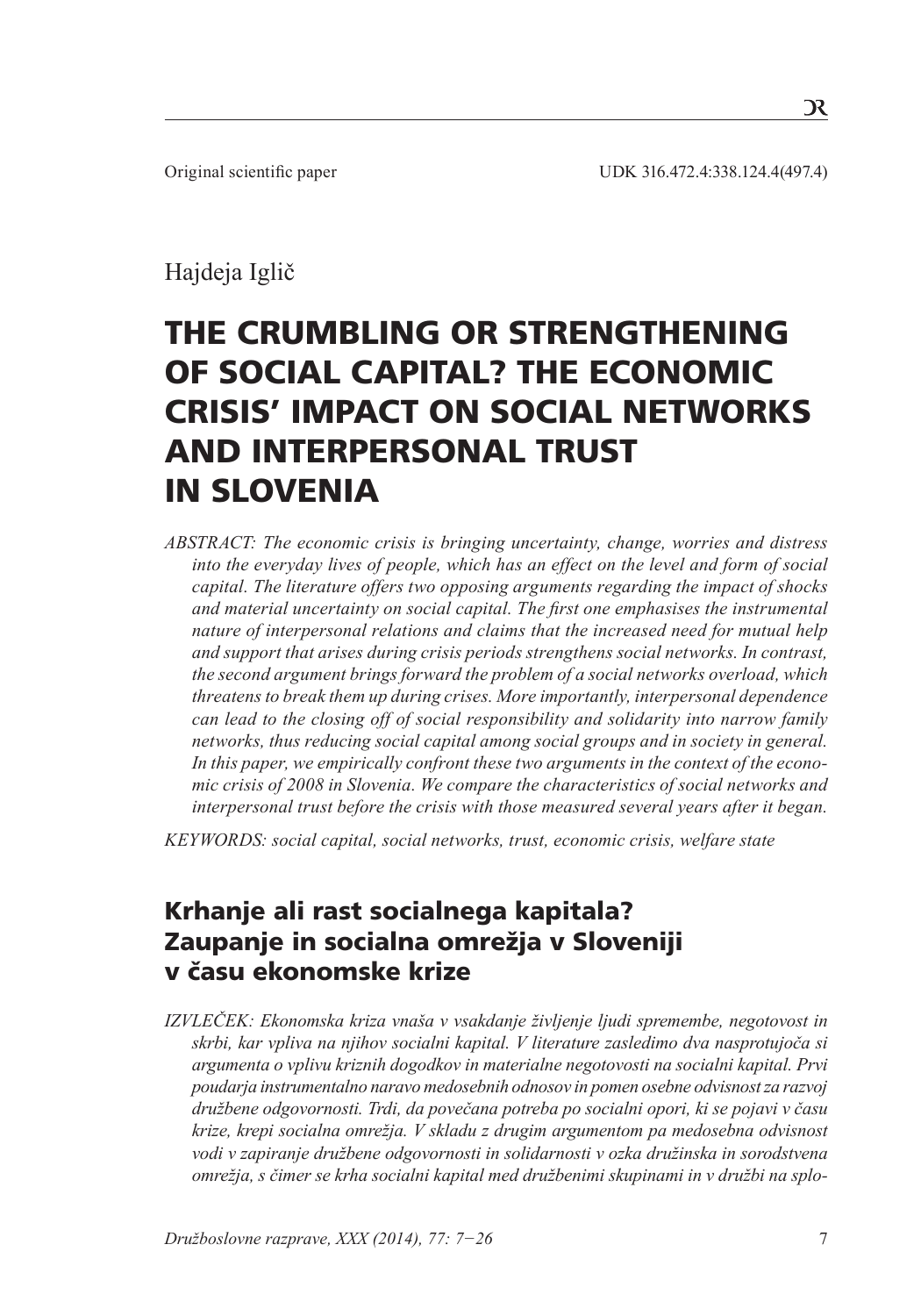Original scientific paper UDK 316.472.4:338.124.4(497.4)

Hajdeja Iglič

# THE CRUMBLING OR STRENGTHENING OF SOCIAL CAPITAL? THE ECONOMIC CRISIS' IMPACT ON SOCIAL NETWORKS AND INTERPERSONAL TRUST IN SLOVENIA

*ABSTRACT: The economic crisis is bringing uncertainty, change, worries and distress into the everyday lives of people, which has an effect on the level and form of social capital. The literature offers two opposing arguments regarding the impact of shocks and material uncertainty on social capital. The first one emphasises the instrumental nature of interpersonal relations and claims that the increased need for mutual help and support that arises during crisis periods strengthens social networks. In contrast, the second argument brings forward the problem of a social networks overload, which threatens to break them up during crises. More importantly, interpersonal dependence can lead to the closing off of social responsibility and solidarity into narrow family networks, thus reducing social capital among social groups and in society in general. In this paper, we empirically confront these two arguments in the context of the economic crisis of 2008 in Slovenia. We compare the characteristics of social networks and interpersonal trust before the crisis with those measured several years after it began.*

*KEYWORDS: social capital, social networks, trust, economic crisis, welfare state*

## Krhanje ali rast socialnega kapitala? Zaupanje in socialna omrežja v Sloveniji v času ekonomske krize

*IZVLEČEK: Ekonomska kriza vnaša v vsakdanje življenje ljudi spremembe, negotovost in skrbi, kar vpliva na njihov socialni kapital. V literature zasledimo dva nasprotujoča si argumenta o vplivu kriznih dogodkov in materialne negotovosti na socialni kapital. Prvi poudarja instrumentalno naravo medosebnih odnosov in pomen osebne odvisnost za razvoj družbene odgovornosti. Trdi, da povečana potreba po socialni opori, ki se pojavi v času krize, krepi socialna omrežja. V skladu z drugim argumentom pa medosebna odvisnost vodi v zapiranje družbene odgovornosti in solidarnosti v ozka družinska in sorodstvena omrežja, s čimer se krha socialni kapital med družbenimi skupinami in v družbi na splo-*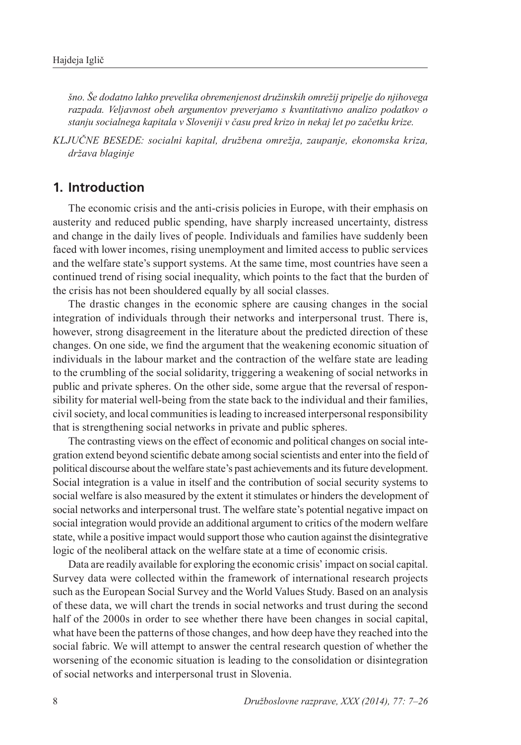*šno. Še dodatno lahko prevelika obremenjenost družinskih omrežij pripelje do njihovega razpada. Veljavnost obeh argumentov preverjamo s kvantitativno analizo podatkov o stanju socialnega kapitala v Sloveniji v času pred krizo in nekaj let po začetku krize.*

*KLJUČNE BESEDE: socialni kapital, družbena omrežja, zaupanje, ekonomska kriza, država blaginje*

## 1. Introduction

The economic crisis and the anti-crisis policies in Europe, with their emphasis on austerity and reduced public spending, have sharply increased uncertainty, distress and change in the daily lives of people. Individuals and families have suddenly been faced with lower incomes, rising unemployment and limited access to public services and the welfare state's support systems. At the same time, most countries have seen a continued trend of rising social inequality, which points to the fact that the burden of the crisis has not been shouldered equally by all social classes.

The drastic changes in the economic sphere are causing changes in the social integration of individuals through their networks and interpersonal trust. There is, however, strong disagreement in the literature about the predicted direction of these changes. On one side, we find the argument that the weakening economic situation of individuals in the labour market and the contraction of the welfare state are leading to the crumbling of the social solidarity, triggering a weakening of social networks in public and private spheres. On the other side, some argue that the reversal of responsibility for material well-being from the state back to the individual and their families, civil society, and local communities is leading to increased interpersonal responsibility that is strengthening social networks in private and public spheres.

The contrasting views on the effect of economic and political changes on social integration extend beyond scientific debate among social scientists and enter into the field of political discourse about the welfare state's past achievements and its future development. Social integration is a value in itself and the contribution of social security systems to social welfare is also measured by the extent it stimulates or hinders the development of social networks and interpersonal trust. The welfare state's potential negative impact on social integration would provide an additional argument to critics of the modern welfare state, while a positive impact would support those who caution against the disintegrative logic of the neoliberal attack on the welfare state at a time of economic crisis.

Data are readily available for exploring the economic crisis' impact on social capital. Survey data were collected within the framework of international research projects such as the European Social Survey and the World Values Study. Based on an analysis of these data, we will chart the trends in social networks and trust during the second half of the 2000s in order to see whether there have been changes in social capital, what have been the patterns of those changes, and how deep have they reached into the social fabric. We will attempt to answer the central research question of whether the worsening of the economic situation is leading to the consolidation or disintegration of social networks and interpersonal trust in Slovenia.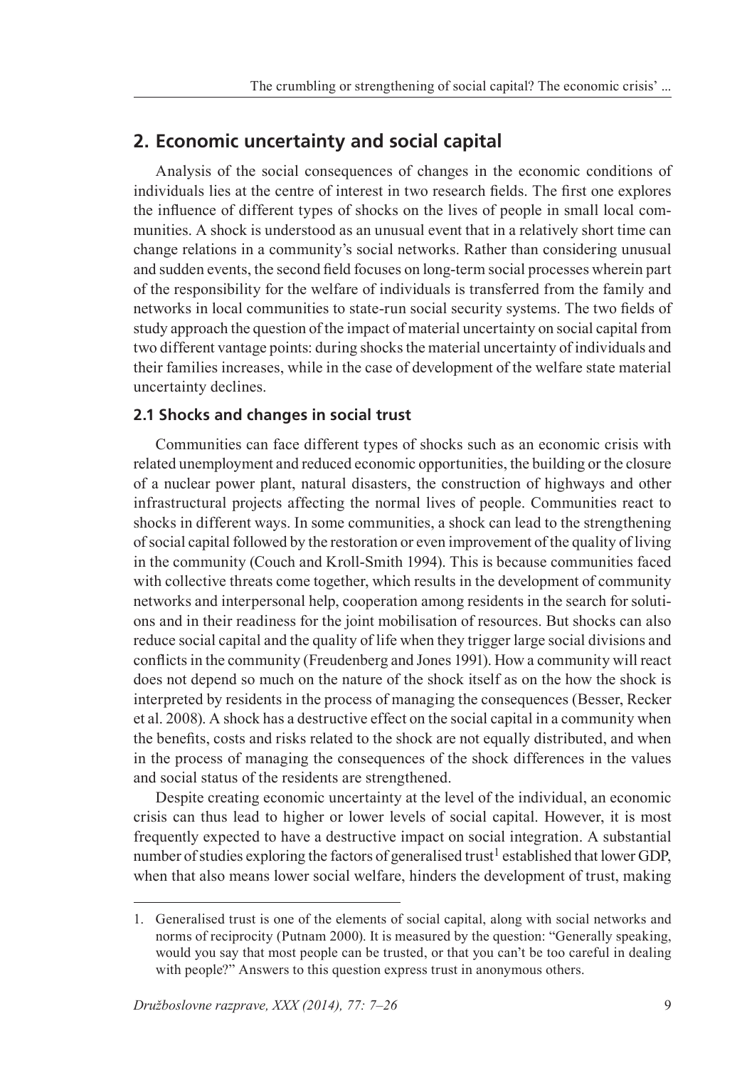## 2. Economic uncertainty and social capital

Analysis of the social consequences of changes in the economic conditions of individuals lies at the centre of interest in two research fields. The first one explores the influence of different types of shocks on the lives of people in small local communities. A shock is understood as an unusual event that in a relatively short time can change relations in a community's social networks. Rather than considering unusual and sudden events, the second field focuses on long-term social processes wherein part of the responsibility for the welfare of individuals is transferred from the family and networks in local communities to state-run social security systems. The two fields of study approach the question of the impact of material uncertainty on social capital from two different vantage points: during shocks the material uncertainty of individuals and their families increases, while in the case of development of the welfare state material uncertainty declines.

### 2.1 Shocks and changes in social trust

Communities can face different types of shocks such as an economic crisis with related unemployment and reduced economic opportunities, the building or the closure of a nuclear power plant, natural disasters, the construction of highways and other infrastructural projects affecting the normal lives of people. Communities react to shocks in different ways. In some communities, a shock can lead to the strengthening of social capital followed by the restoration or even improvement of the quality of living in the community (Couch and Kroll-Smith 1994). This is because communities faced with collective threats come together, which results in the development of community networks and interpersonal help, cooperation among residents in the search for solutions and in their readiness for the joint mobilisation of resources. But shocks can also reduce social capital and the quality of life when they trigger large social divisions and conflicts in the community (Freudenberg and Jones 1991). How a community will react does not depend so much on the nature of the shock itself as on the how the shock is interpreted by residents in the process of managing the consequences (Besser, Recker et al. 2008). A shock has a destructive effect on the social capital in a community when the benefits, costs and risks related to the shock are not equally distributed, and when in the process of managing the consequences of the shock differences in the values and social status of the residents are strengthened.

Despite creating economic uncertainty at the level of the individual, an economic crisis can thus lead to higher or lower levels of social capital. However, it is most frequently expected to have a destructive impact on social integration. A substantial number of studies exploring the factors of generalised trust[1] established that lower GDP, when that also means lower social welfare, hinders the development of trust, making

---

1. Generalised trust is one of the elements of social capital, along with social networks and norms of reciprocity (Putnam 2000). It is measured by the question: "Generally speaking, would you say that most people can be trusted, or that you can't be too careful in dealing with people?" Answers to this question express trust in anonymous others.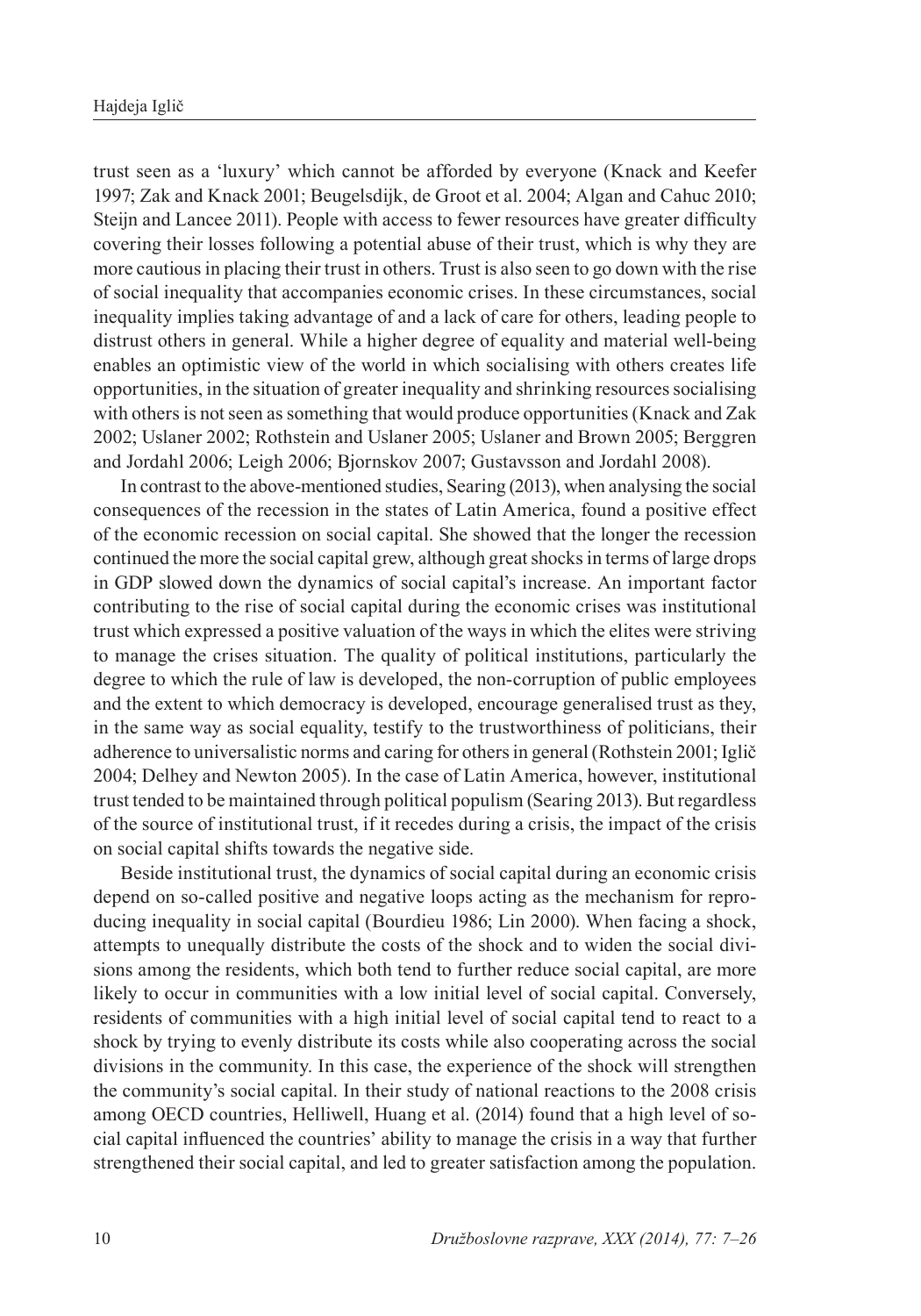trust seen as a 'luxury' which cannot be afforded by everyone (Knack and Keefer 1997; Zak and Knack 2001; Beugelsdijk, de Groot et al. 2004; Algan and Cahuc 2010; Steijn and Lancee 2011). People with access to fewer resources have greater difficulty covering their losses following a potential abuse of their trust, which is why they are more cautious in placing their trust in others. Trust is also seen to go down with the rise of social inequality that accompanies economic crises. In these circumstances, social inequality implies taking advantage of and a lack of care for others, leading people to distrust others in general. While a higher degree of equality and material well-being enables an optimistic view of the world in which socialising with others creates life opportunities, in the situation of greater inequality and shrinking resources socialising with others is not seen as something that would produce opportunities (Knack and Zak 2002; Uslaner 2002; Rothstein and Uslaner 2005; Uslaner and Brown 2005; Berggren and Jordahl 2006; Leigh 2006; Bjornskov 2007; Gustavsson and Jordahl 2008).

In contrast to the above-mentioned studies, Searing (2013), when analysing the social consequences of the recession in the states of Latin America, found a positive effect of the economic recession on social capital. She showed that the longer the recession continued the more the social capital grew, although great shocks in terms of large drops in GDP slowed down the dynamics of social capital's increase. An important factor contributing to the rise of social capital during the economic crises was institutional trust which expressed a positive valuation of the ways in which the elites were striving to manage the crises situation. The quality of political institutions, particularly the degree to which the rule of law is developed, the non-corruption of public employees and the extent to which democracy is developed, encourage generalised trust as they, in the same way as social equality, testify to the trustworthiness of politicians, their adherence to universalistic norms and caring for others in general (Rothstein 2001; Iglič 2004; Delhey and Newton 2005). In the case of Latin America, however, institutional trust tended to be maintained through political populism (Searing 2013). But regardless of the source of institutional trust, if it recedes during a crisis, the impact of the crisis on social capital shifts towards the negative side.

Beside institutional trust, the dynamics of social capital during an economic crisis depend on so-called positive and negative loops acting as the mechanism for reproducing inequality in social capital (Bourdieu 1986; Lin 2000). When facing a shock, attempts to unequally distribute the costs of the shock and to widen the social divisions among the residents, which both tend to further reduce social capital, are more likely to occur in communities with a low initial level of social capital. Conversely, residents of communities with a high initial level of social capital tend to react to a shock by trying to evenly distribute its costs while also cooperating across the social divisions in the community. In this case, the experience of the shock will strengthen the community's social capital. In their study of national reactions to the 2008 crisis among OECD countries, Helliwell, Huang et al. (2014) found that a high level of social capital influenced the countries' ability to manage the crisis in a way that further strengthened their social capital, and led to greater satisfaction among the population.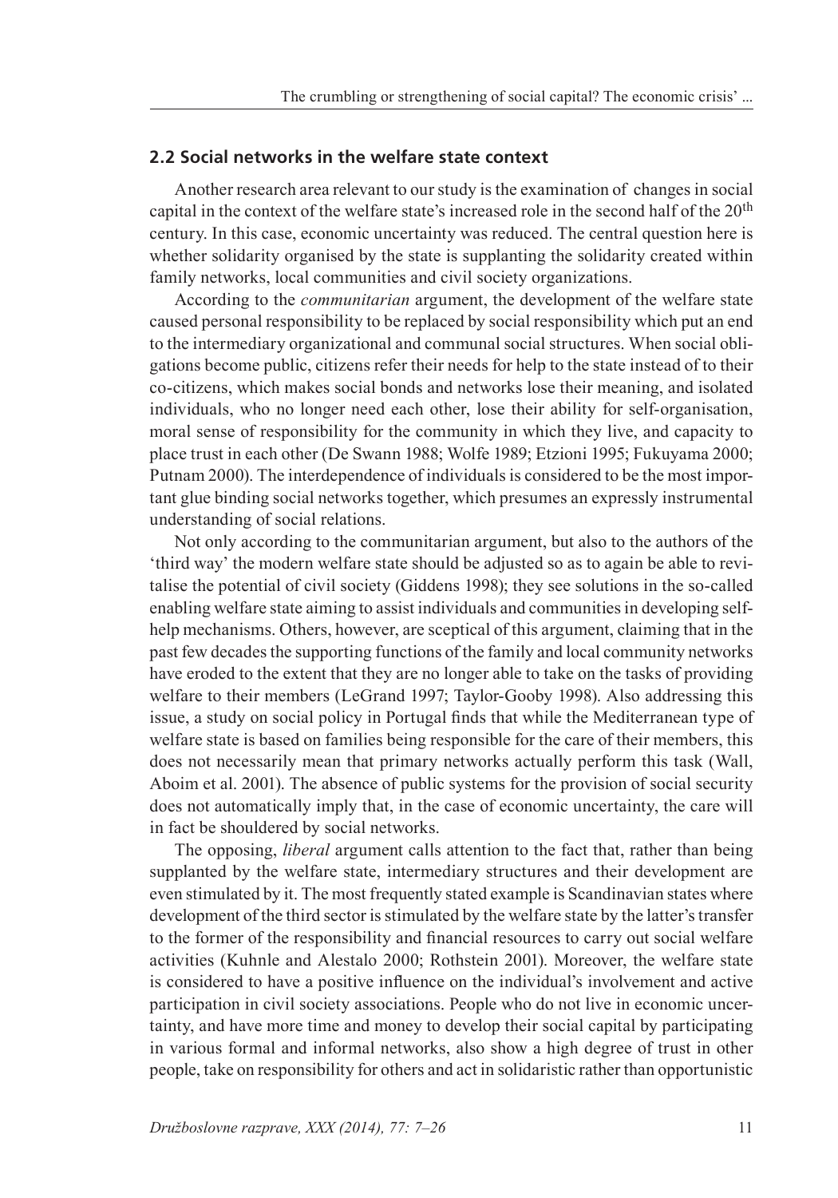## 2.2 Social networks in the welfare state context

Another research area relevant to our study is the examination of changes in social capital in the context of the welfare state's increased role in the second half of the 20th century. In this case, economic uncertainty was reduced. The central question here is whether solidarity organised by the state is supplanting the solidarity created within family networks, local communities and civil society organizations.

According to the *communitarian* argument, the development of the welfare state caused personal responsibility to be replaced by social responsibility which put an end to the intermediary organizational and communal social structures. When social obligations become public, citizens refer their needs for help to the state instead of to their co-citizens, which makes social bonds and networks lose their meaning, and isolated individuals, who no longer need each other, lose their ability for self-organisation, moral sense of responsibility for the community in which they live, and capacity to place trust in each other (De Swann 1988; Wolfe 1989; Etzioni 1995; Fukuyama 2000; Putnam 2000). The interdependence of individuals is considered to be the most important glue binding social networks together, which presumes an expressly instrumental understanding of social relations.

Not only according to the communitarian argument, but also to the authors of the 'third way' the modern welfare state should be adjusted so as to again be able to revitalise the potential of civil society (Giddens 1998); they see solutions in the so-called enabling welfare state aiming to assist individuals and communities in developing self-help mechanisms. Others, however, are sceptical of this argument, claiming that in the past few decades the supporting functions of the family and local community networks have eroded to the extent that they are no longer able to take on the tasks of providing welfare to their members (LeGrand 1997; Taylor-Gooby 1998). Also addressing this issue, a study on social policy in Portugal finds that while the Mediterranean type of welfare state is based on families being responsible for the care of their members, this does not necessarily mean that primary networks actually perform this task (Wall, Aboim et al. 2001). The absence of public systems for the provision of social security does not automatically imply that, in the case of economic uncertainty, the care will in fact be shouldered by social networks.

The opposing, *liberal* argument calls attention to the fact that, rather than being supplanted by the welfare state, intermediary structures and their development are even stimulated by it. The most frequently stated example is Scandinavian states where development of the third sector is stimulated by the welfare state by the latter's transfer to the former of the responsibility and financial resources to carry out social welfare activities (Kuhnle and Alestalo 2000; Rothstein 2001). Moreover, the welfare state is considered to have a positive influence on the individual's involvement and active participation in civil society associations. People who do not live in economic uncertainty, and have more time and money to develop their social capital by participating in various formal and informal networks, also show a high degree of trust in other people, take on responsibility for others and act in solidaristic rather than opportunistic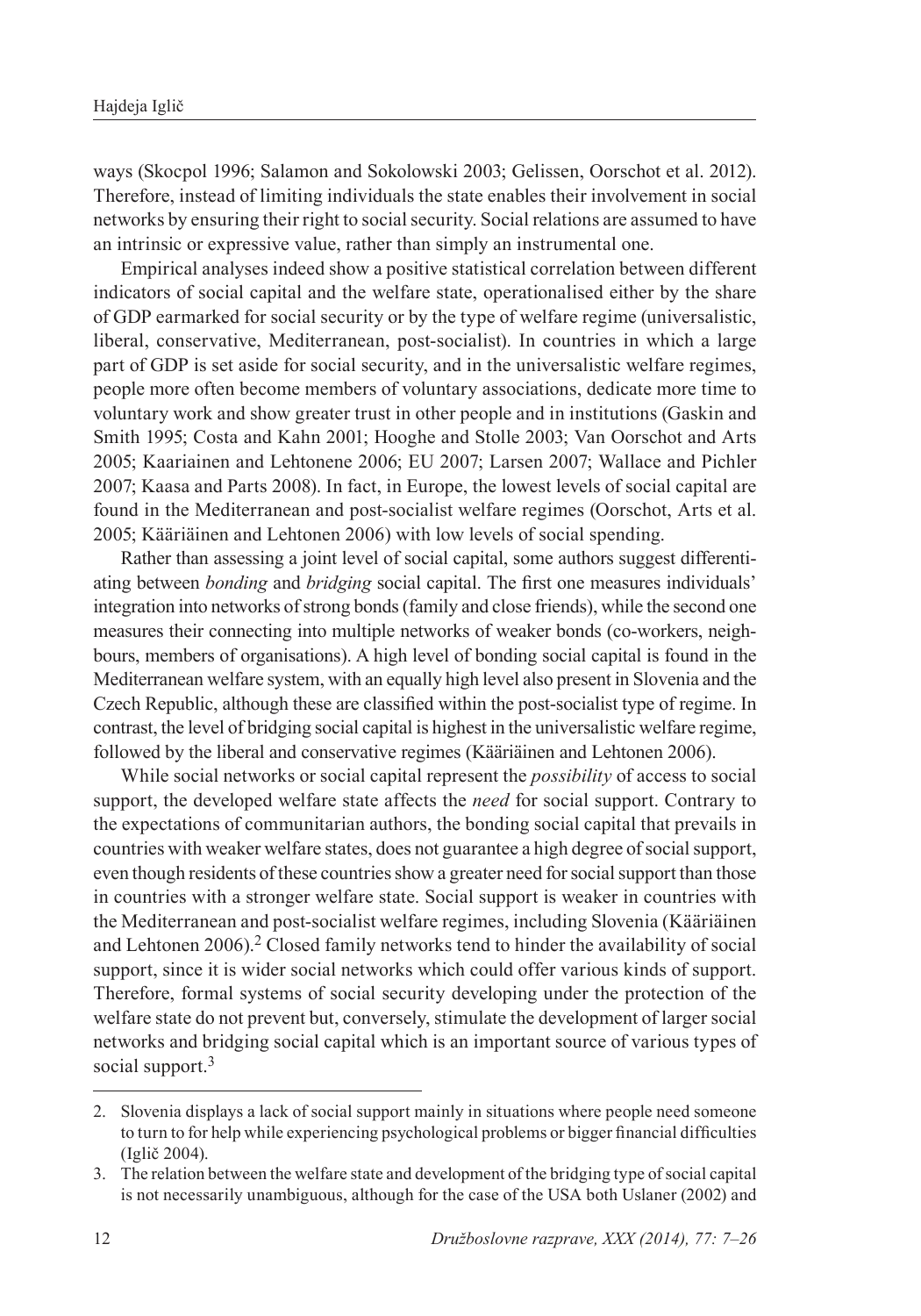ways (Skocpol 1996; Salamon and Sokolowski 2003; Gelissen, Oorschot et al. 2012). Therefore, instead of limiting individuals the state enables their involvement in social networks by ensuring their right to social security. Social relations are assumed to have an intrinsic or expressive value, rather than simply an instrumental one.

Empirical analyses indeed show a positive statistical correlation between different indicators of social capital and the welfare state, operationalised either by the share of GDP earmarked for social security or by the type of welfare regime (universalistic, liberal, conservative, Mediterranean, post-socialist). In countries in which a large part of GDP is set aside for social security, and in the universalistic welfare regimes, people more often become members of voluntary associations, dedicate more time to voluntary work and show greater trust in other people and in institutions (Gaskin and Smith 1995; Costa and Kahn 2001; Hooghe and Stolle 2003; Van Oorschot and Arts 2005; Kaariainen and Lehtonene 2006; EU 2007; Larsen 2007; Wallace and Pichler 2007; Kaasa and Parts 2008). In fact, in Europe, the lowest levels of social capital are found in the Mediterranean and post-socialist welfare regimes (Oorschot, Arts et al. 2005; Kääriäinen and Lehtonen 2006) with low levels of social spending.

Rather than assessing a joint level of social capital, some authors suggest differentiating between *bonding* and *bridging* social capital. The first one measures individuals' integration into networks of strong bonds (family and close friends), while the second one measures their connecting into multiple networks of weaker bonds (co-workers, neighbours, members of organisations). A high level of bonding social capital is found in the Mediterranean welfare system, with an equally high level also present in Slovenia and the Czech Republic, although these are classified within the post-socialist type of regime. In contrast, the level of bridging social capital is highest in the universalistic welfare regime, followed by the liberal and conservative regimes (Kääriäinen and Lehtonen 2006).

While social networks or social capital represent the *possibility* of access to social support, the developed welfare state affects the *need* for social support. Contrary to the expectations of communitarian authors, the bonding social capital that prevails in countries with weaker welfare states, does not guarantee a high degree of social support, even though residents of these countries show a greater need for social support than those in countries with a stronger welfare state. Social support is weaker in countries with the Mediterranean and post-socialist welfare regimes, including Slovenia (Kääriäinen and Lehtonen 2006).[2] Closed family networks tend to hinder the availability of social support, since it is wider social networks which could offer various kinds of support. Therefore, formal systems of social security developing under the protection of the welfare state do not prevent but, conversely, stimulate the development of larger social networks and bridging social capital which is an important source of various types of social support.[3]

---

2. Slovenia displays a lack of social support mainly in situations where people need someone to turn to for help while experiencing psychological problems or bigger financial difficulties (Iglič 2004).
3. The relation between the welfare state and development of the bridging type of social capital is not necessarily unambiguous, although for the case of the USA both Uslaner (2002) and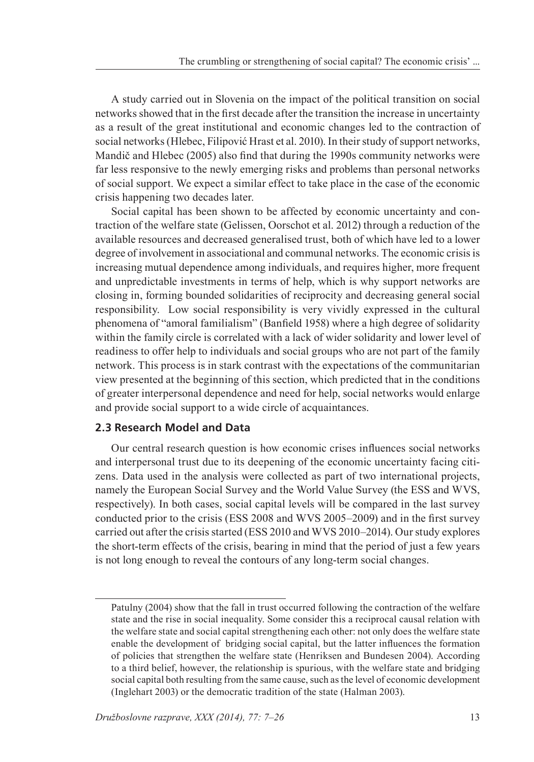A study carried out in Slovenia on the impact of the political transition on social networks showed that in the first decade after the transition the increase in uncertainty as a result of the great institutional and economic changes led to the contraction of social networks (Hlebec, Filipović Hrast et al. 2010). In their study of support networks, Mandič and Hlebec (2005) also find that during the 1990s community networks were far less responsive to the newly emerging risks and problems than personal networks of social support. We expect a similar effect to take place in the case of the economic crisis happening two decades later.

Social capital has been shown to be affected by economic uncertainty and contraction of the welfare state (Gelissen, Oorschot et al. 2012) through a reduction of the available resources and decreased generalised trust, both of which have led to a lower degree of involvement in associational and communal networks. The economic crisis is increasing mutual dependence among individuals, and requires higher, more frequent and unpredictable investments in terms of help, which is why support networks are closing in, forming bounded solidarities of reciprocity and decreasing general social responsibility. Low social responsibility is very vividly expressed in the cultural phenomena of "amoral familialism" (Banfield 1958) where a high degree of solidarity within the family circle is correlated with a lack of wider solidarity and lower level of readiness to offer help to individuals and social groups who are not part of the family network. This process is in stark contrast with the expectations of the communitarian view presented at the beginning of this section, which predicted that in the conditions of greater interpersonal dependence and need for help, social networks would enlarge and provide social support to a wide circle of acquaintances.

## 2.3 Research Model and Data

Our central research question is how economic crises influences social networks and interpersonal trust due to its deepening of the economic uncertainty facing citizens. Data used in the analysis were collected as part of two international projects, namely the European Social Survey and the World Value Survey (the ESS and WVS, respectively). In both cases, social capital levels will be compared in the last survey conducted prior to the crisis (ESS 2008 and WVS 2005–2009) and in the first survey carried out after the crisis started (ESS 2010 and WVS 2010–2014). Our study explores the short-term effects of the crisis, bearing in mind that the period of just a few years is not long enough to reveal the contours of any long-term social changes.

---

Patulny (2004) show that the fall in trust occurred following the contraction of the welfare state and the rise in social inequality. Some consider this a reciprocal causal relation with the welfare state and social capital strengthening each other: not only does the welfare state enable the development of bridging social capital, but the latter influences the formation of policies that strengthen the welfare state (Henriksen and Bundesen 2004). According to a third belief, however, the relationship is spurious, with the welfare state and bridging social capital both resulting from the same cause, such as the level of economic development (Inglehart 2003) or the democratic tradition of the state (Halman 2003).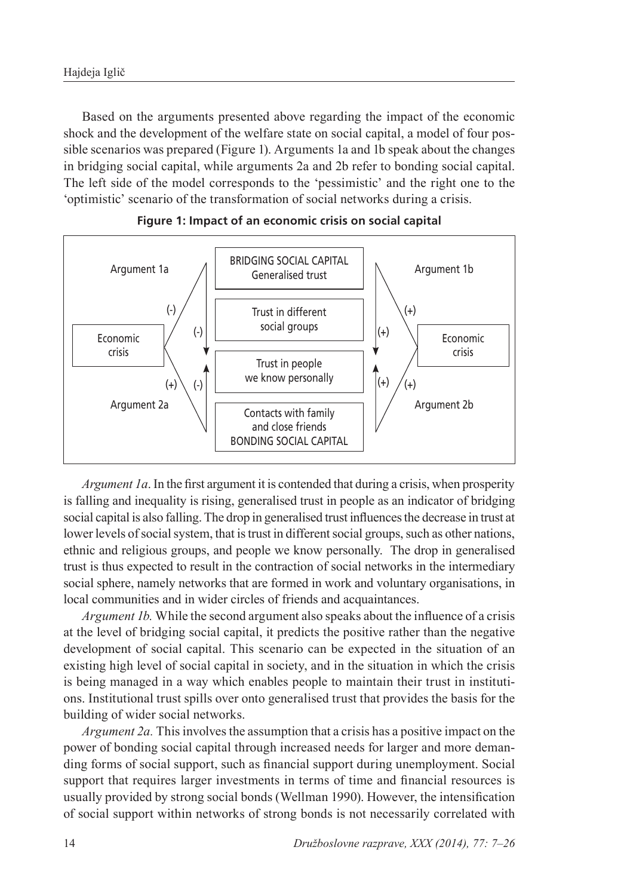Based on the arguments presented above regarding the impact of the economic shock and the development of the welfare state on social capital, a model of four possible scenarios was prepared (Figure 1). Arguments 1a and 1b speak about the changes in bridging social capital, while arguments 2a and 2b refer to bonding social capital. The left side of the model corresponds to the 'pessimistic' and the right one to the 'optimistic' scenario of the transformation of social networks during a crisis.

**Figure 1: Impact of an economic crisis on social capital**

*Argument 1a*. In the first argument it is contended that during a crisis, when prosperity is falling and inequality is rising, generalised trust in people as an indicator of bridging social capital is also falling. The drop in generalised trust influences the decrease in trust at lower levels of social system, that is trust in different social groups, such as other nations, ethnic and religious groups, and people we know personally. The drop in generalised trust is thus expected to result in the contraction of social networks in the intermediary social sphere, namely networks that are formed in work and voluntary organisations, in local communities and in wider circles of friends and acquaintances.

*Argument 1b.* While the second argument also speaks about the influence of a crisis at the level of bridging social capital, it predicts the positive rather than the negative development of social capital. This scenario can be expected in the situation of an existing high level of social capital in society, and in the situation in which the crisis is being managed in a way which enables people to maintain their trust in institutions. Institutional trust spills over onto generalised trust that provides the basis for the building of wider social networks.

*Argument 2a.* This involves the assumption that a crisis has a positive impact on the power of bonding social capital through increased needs for larger and more demanding forms of social support, such as financial support during unemployment. Social support that requires larger investments in terms of time and financial resources is usually provided by strong social bonds (Wellman 1990). However, the intensification of social support within networks of strong bonds is not necessarily correlated with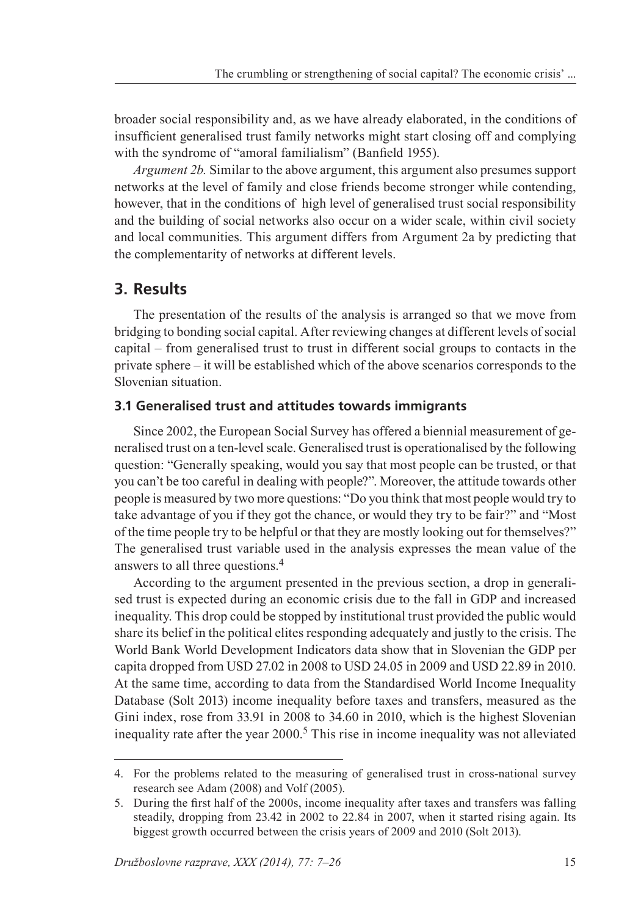broader social responsibility and, as we have already elaborated, in the conditions of insufficient generalised trust family networks might start closing off and complying with the syndrome of "amoral familialism" (Banfield 1955).

*Argument 2b.* Similar to the above argument, this argument also presumes support networks at the level of family and close friends become stronger while contending, however, that in the conditions of high level of generalised trust social responsibility and the building of social networks also occur on a wider scale, within civil society and local communities. This argument differs from Argument 2a by predicting that the complementarity of networks at different levels.

## 3. Results

The presentation of the results of the analysis is arranged so that we move from bridging to bonding social capital. After reviewing changes at different levels of social capital – from generalised trust to trust in different social groups to contacts in the private sphere – it will be established which of the above scenarios corresponds to the Slovenian situation.

### 3.1 Generalised trust and attitudes towards immigrants

Since 2002, the European Social Survey has offered a biennial measurement of generalised trust on a ten-level scale. Generalised trust is operationalised by the following question: "Generally speaking, would you say that most people can be trusted, or that you can't be too careful in dealing with people?". Moreover, the attitude towards other people is measured by two more questions: "Do you think that most people would try to take advantage of you if they got the chance, or would they try to be fair?" and "Most of the time people try to be helpful or that they are mostly looking out for themselves?" The generalised trust variable used in the analysis expresses the mean value of the answers to all three questions.[4]

According to the argument presented in the previous section, a drop in generalised trust is expected during an economic crisis due to the fall in GDP and increased inequality. This drop could be stopped by institutional trust provided the public would share its belief in the political elites responding adequately and justly to the crisis. The World Bank World Development Indicators data show that in Slovenian the GDP per capita dropped from USD 27.02 in 2008 to USD 24.05 in 2009 and USD 22.89 in 2010. At the same time, according to data from the Standardised World Income Inequality Database (Solt 2013) income inequality before taxes and transfers, measured as the Gini index, rose from 33.91 in 2008 to 34.60 in 2010, which is the highest Slovenian inequality rate after the year 2000.[5] This rise in income inequality was not alleviated

---

4. For the problems related to the measuring of generalised trust in cross-national survey research see Adam (2008) and Volf (2005).

5. During the first half of the 2000s, income inequality after taxes and transfers was falling steadily, dropping from 23.42 in 2002 to 22.84 in 2007, when it started rising again. Its biggest growth occurred between the crisis years of 2009 and 2010 (Solt 2013).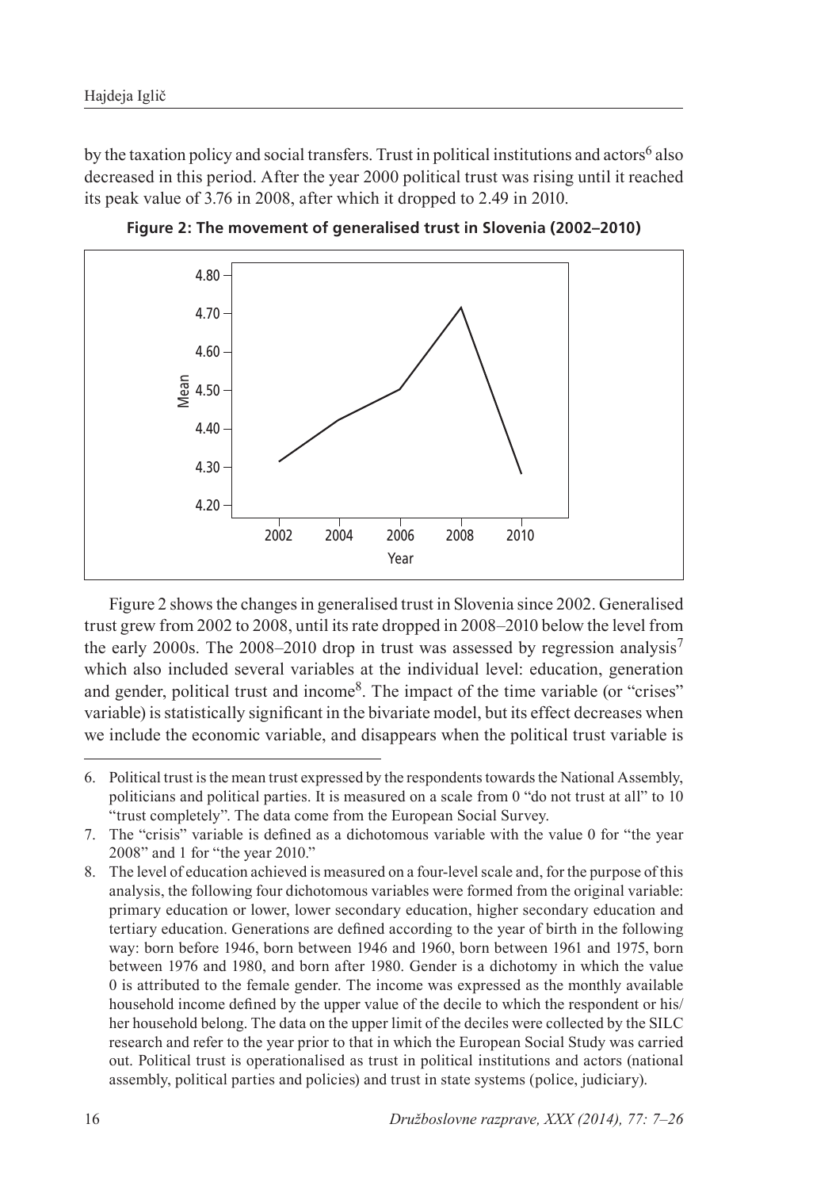by the taxation policy and social transfers. Trust in political institutions and actors[6] also decreased in this period. After the year 2000 political trust was rising until it reached its peak value of 3.76 in 2008, after which it dropped to 2.49 in 2010.

**Figure 2: The movement of generalised trust in Slovenia (2002–2010)**

Figure 2 shows the changes in generalised trust in Slovenia since 2002. Generalised trust grew from 2002 to 2008, until its rate dropped in 2008–2010 below the level from the early 2000s. The 2008–2010 drop in trust was assessed by regression analysis[7] which also included several variables at the individual level: education, generation and gender, political trust and income[8]. The impact of the time variable (or "crises" variable) is statistically significant in the bivariate model, but its effect decreases when we include the economic variable, and disappears when the political trust variable is

---

6. Political trust is the mean trust expressed by the respondents towards the National Assembly, politicians and political parties. It is measured on a scale from 0 "do not trust at all" to 10 "trust completely". The data come from the European Social Survey.
7. The "crisis" variable is defined as a dichotomous variable with the value 0 for "the year 2008" and 1 for "the year 2010."
8. The level of education achieved is measured on a four-level scale and, for the purpose of this analysis, the following four dichotomous variables were formed from the original variable: primary education or lower, lower secondary education, higher secondary education and tertiary education. Generations are defined according to the year of birth in the following way: born before 1946, born between 1946 and 1960, born between 1961 and 1975, born between 1976 and 1980, and born after 1980. Gender is a dichotomy in which the value 0 is attributed to the female gender. The income was expressed as the monthly available household income defined by the upper value of the decile to which the respondent or his/her household belong. The data on the upper limit of the deciles were collected by the SILC research and refer to the year prior to that in which the European Social Study was carried out. Political trust is operationalised as trust in political institutions and actors (national assembly, political parties and policies) and trust in state systems (police, judiciary).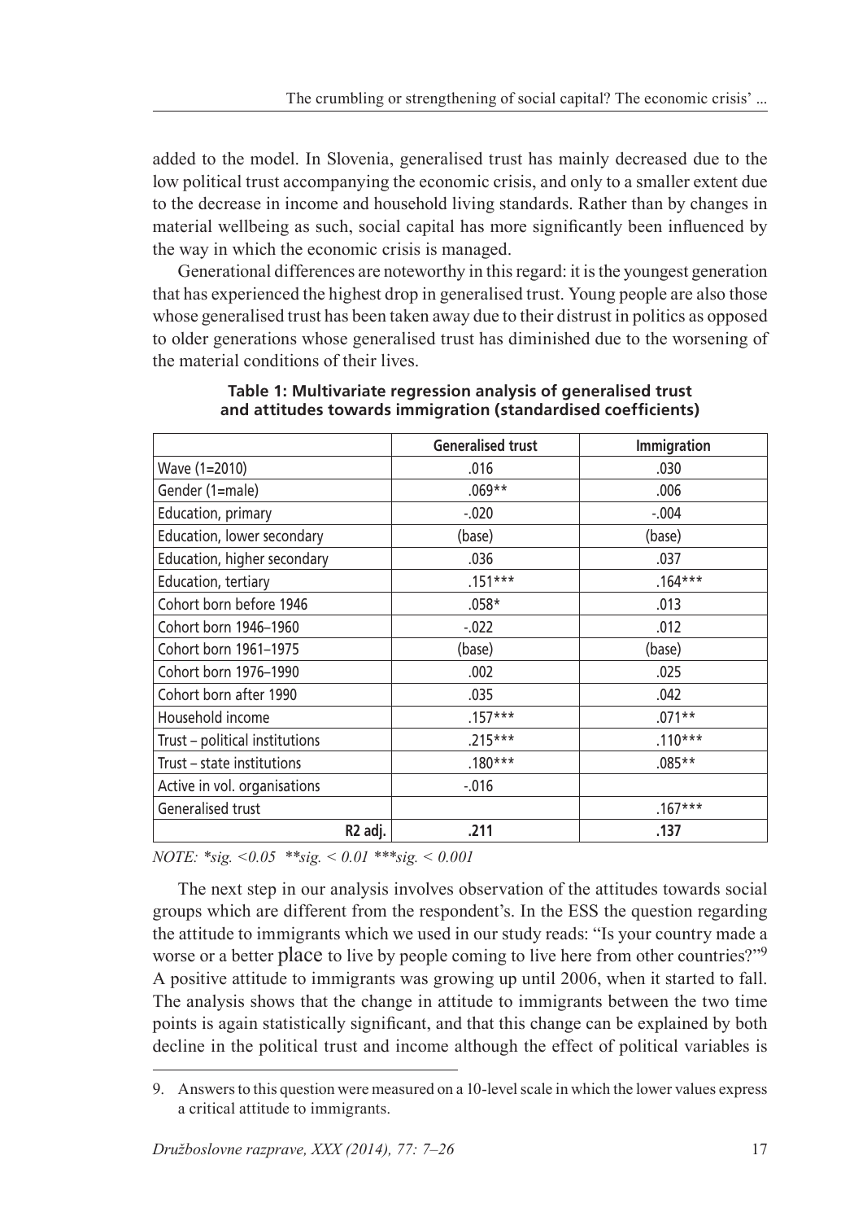added to the model. In Slovenia, generalised trust has mainly decreased due to the low political trust accompanying the economic crisis, and only to a smaller extent due to the decrease in income and household living standards. Rather than by changes in material wellbeing as such, social capital has more significantly been influenced by the way in which the economic crisis is managed.

Generational differences are noteworthy in this regard: it is the youngest generation that has experienced the highest drop in generalised trust. Young people are also those whose generalised trust has been taken away due to their distrust in politics as opposed to older generations whose generalised trust has diminished due to the worsening of the material conditions of their lives.

**Table 1: Multivariate regression analysis of generalised trust and attitudes towards immigration (standardised coefficients)**

| | Generalised trust | Immigration |
|---|---|---|
| Wave (1=2010) | .016 | .030 |
| Gender (1=male) | .069** | .006 |
| Education, primary | -.020 | -.004 |
| Education, lower secondary | (base) | (base) |
| Education, higher secondary | .036 | .037 |
| Education, tertiary | .151*** | .164*** |
| Cohort born before 1946 | .058* | .013 |
| Cohort born 1946–1960 | -.022 | .012 |
| Cohort born 1961–1975 | (base) | (base) |
| Cohort born 1976–1990 | .002 | .025 |
| Cohort born after 1990 | .035 | .042 |
| Household income | .157*** | .071** |
| Trust – political institutions | .215*** | .110*** |
| Trust – state institutions | .180*** | .085** |
| Active in vol. organisations | -.016 | |
| Generalised trust | | .167*** |
| **R2 adj.** | **.211** | **.137** |

*NOTE: *sig. <0.05 **sig. < 0.01 ***sig. < 0.001*

The next step in our analysis involves observation of the attitudes towards social groups which are different from the respondent's. In the ESS the question regarding the attitude to immigrants which we used in our study reads: "Is your country made a worse or a better place to live by people coming to live here from other countries?"[9] A positive attitude to immigrants was growing up until 2006, when it started to fall. The analysis shows that the change in attitude to immigrants between the two time points is again statistically significant, and that this change can be explained by both decline in the political trust and income although the effect of political variables is

9. Answers to this question were measured on a 10-level scale in which the lower values express a critical attitude to immigrants.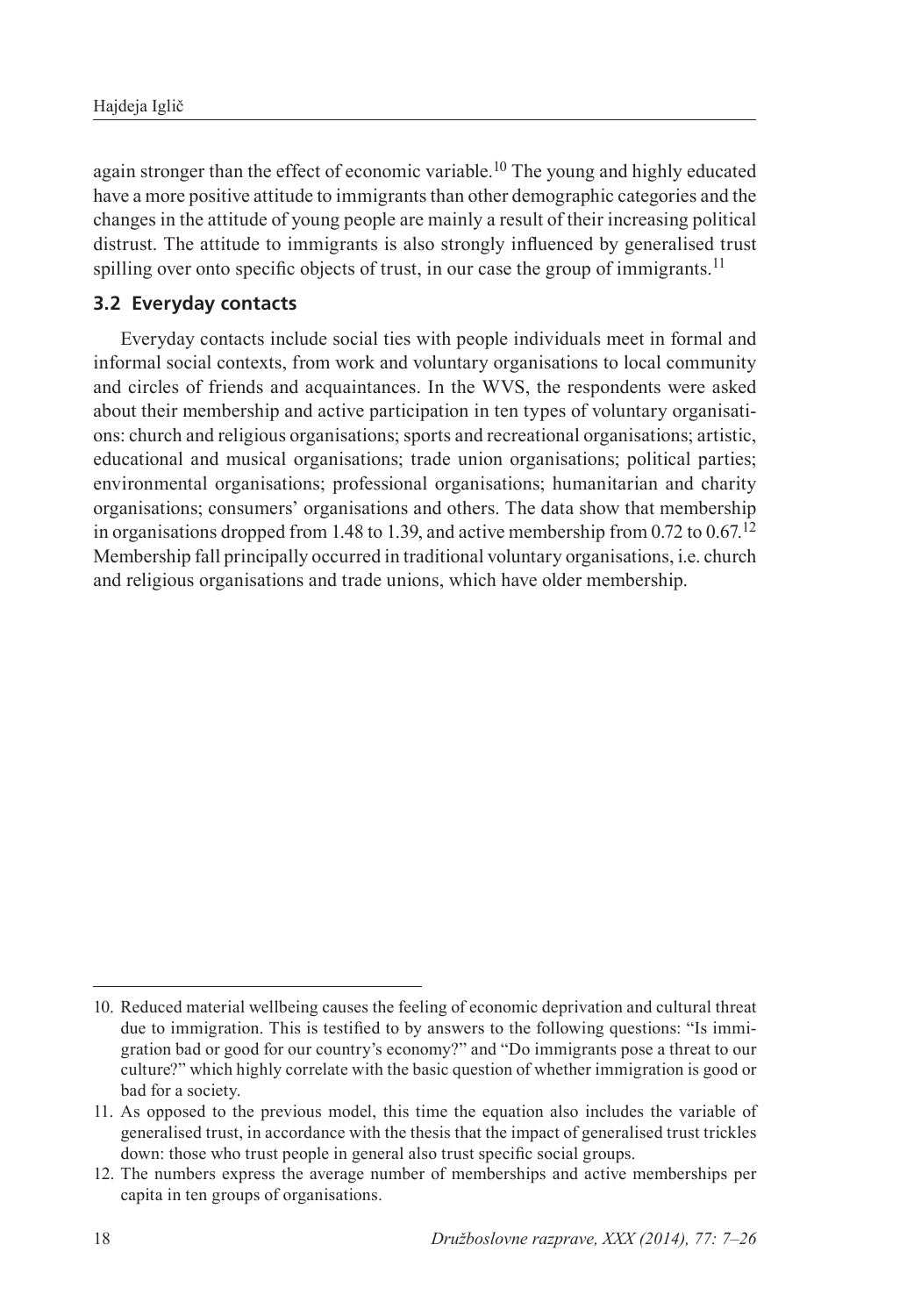again stronger than the effect of economic variable.[10] The young and highly educated have a more positive attitude to immigrants than other demographic categories and the changes in the attitude of young people are mainly a result of their increasing political distrust. The attitude to immigrants is also strongly influenced by generalised trust spilling over onto specific objects of trust, in our case the group of immigrants.[11]

### 3.2 Everyday contacts

Everyday contacts include social ties with people individuals meet in formal and informal social contexts, from work and voluntary organisations to local community and circles of friends and acquaintances. In the WVS, the respondents were asked about their membership and active participation in ten types of voluntary organisations: church and religious organisations; sports and recreational organisations; artistic, educational and musical organisations; trade union organisations; political parties; environmental organisations; professional organisations; humanitarian and charity organisations; consumers' organisations and others. The data show that membership in organisations dropped from 1.48 to 1.39, and active membership from 0.72 to 0.67.[12] Membership fall principally occurred in traditional voluntary organisations, i.e. church and religious organisations and trade unions, which have older membership.

---

10. Reduced material wellbeing causes the feeling of economic deprivation and cultural threat due to immigration. This is testified to by answers to the following questions: "Is immigration bad or good for our country's economy?" and "Do immigrants pose a threat to our culture?" which highly correlate with the basic question of whether immigration is good or bad for a society.
11. As opposed to the previous model, this time the equation also includes the variable of generalised trust, in accordance with the thesis that the impact of generalised trust trickles down: those who trust people in general also trust specific social groups.
12. The numbers express the average number of memberships and active memberships per capita in ten groups of organisations.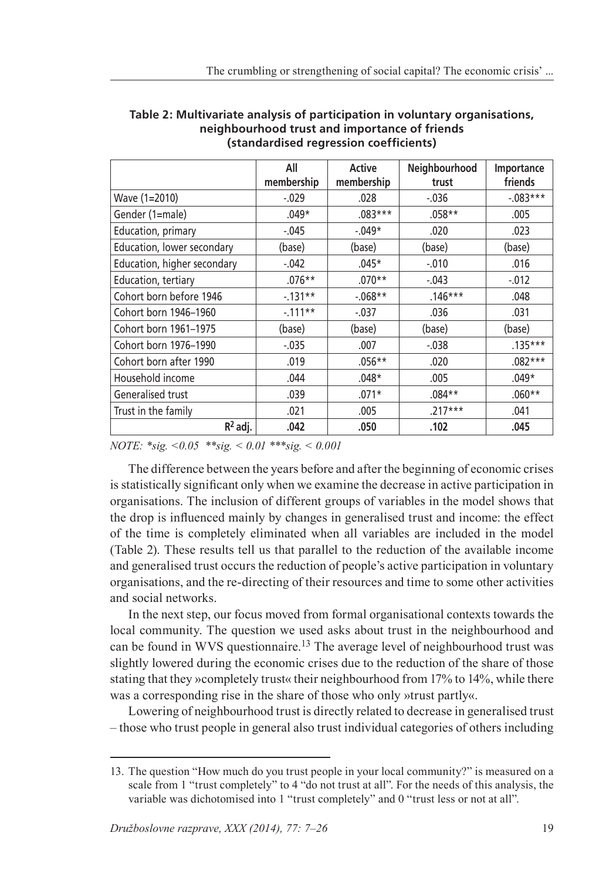**Table 2: Multivariate analysis of participation in voluntary organisations, neighbourhood trust and importance of friends (standardised regression coefficients)**

| | All membership | Active membership | Neighbourhood trust | Importance friends |
|---|---|---|---|---|
| Wave (1=2010) | -.029 | .028 | -.036 | -.083*** |
| Gender (1=male) | .049* | .083*** | .058** | .005 |
| Education, primary | -.045 | -.049* | .020 | .023 |
| Education, lower secondary | (base) | (base) | (base) | (base) |
| Education, higher secondary | -.042 | .045* | -.010 | .016 |
| Education, tertiary | .076** | .070** | -.043 | -.012 |
| Cohort born before 1946 | -.131** | -.068** | .146*** | .048 |
| Cohort born 1946–1960 | -.111** | -.037 | .036 | .031 |
| Cohort born 1961–1975 | (base) | (base) | (base) | (base) |
| Cohort born 1976–1990 | -.035 | .007 | -.038 | .135*** |
| Cohort born after 1990 | .019 | .056** | .020 | .082*** |
| Household income | .044 | .048* | .005 | .049* |
| Generalised trust | .039 | .071* | .084** | .060** |
| Trust in the family | .021 | .005 | .217*** | .041 |
| $R^2$ adj. | **.042** | **.050** | **.102** | **.045** |

*NOTE: *sig. <0.05 **sig. < 0.01 ***sig. < 0.001*

The difference between the years before and after the beginning of economic crises is statistically significant only when we examine the decrease in active participation in organisations. The inclusion of different groups of variables in the model shows that the drop is influenced mainly by changes in generalised trust and income: the effect of the time is completely eliminated when all variables are included in the model (Table 2). These results tell us that parallel to the reduction of the available income and generalised trust occurs the reduction of people's active participation in voluntary organisations, and the re-directing of their resources and time to some other activities and social networks.

In the next step, our focus moved from formal organisational contexts towards the local community. The question we used asks about trust in the neighbourhood and can be found in WVS questionnaire.[13] The average level of neighbourhood trust was slightly lowered during the economic crises due to the reduction of the share of those stating that they »completely trust« their neighbourhood from 17% to 14%, while there was a corresponding rise in the share of those who only »trust partly«.

Lowering of neighbourhood trust is directly related to decrease in generalised trust – those who trust people in general also trust individual categories of others including

---

13. The question "How much do you trust people in your local community?" is measured on a scale from 1 "trust completely" to 4 "do not trust at all". For the needs of this analysis, the variable was dichotomised into 1 "trust completely" and 0 "trust less or not at all".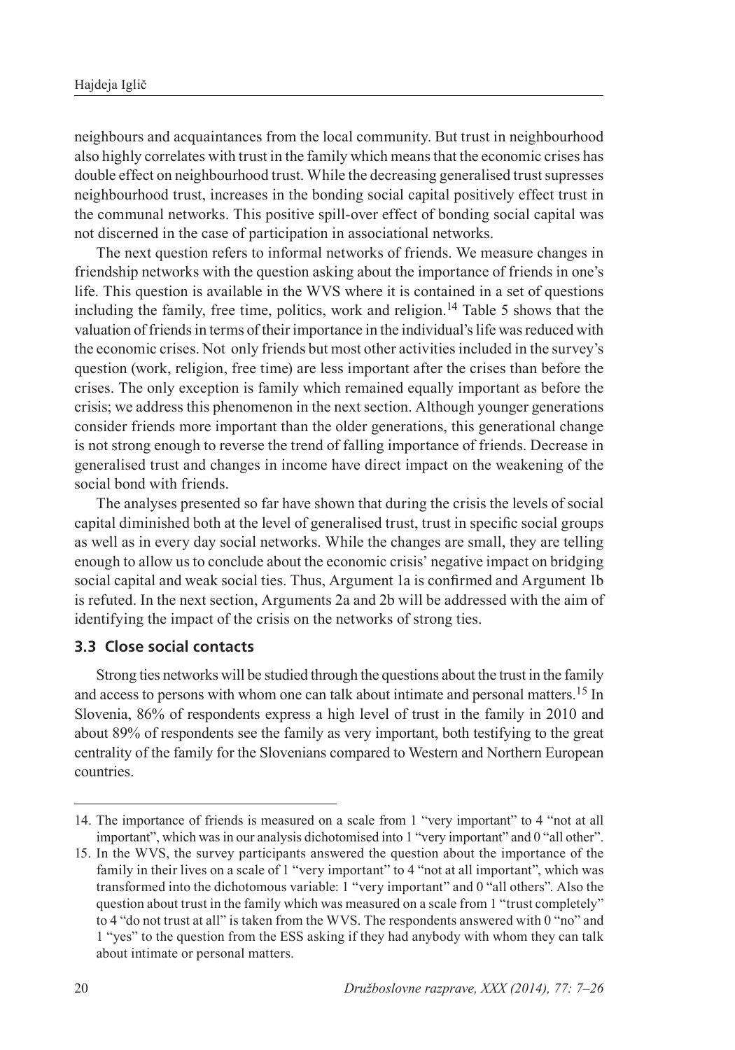neighbours and acquaintances from the local community. But trust in neighbourhood also highly correlates with trust in the family which means that the economic crises has double effect on neighbourhood trust. While the decreasing generalised trust supresses neighbourhood trust, increases in the bonding social capital positively effect trust in the communal networks. This positive spill-over effect of bonding social capital was not discerned in the case of participation in associational networks.

The next question refers to informal networks of friends. We measure changes in friendship networks with the question asking about the importance of friends in one's life. This question is available in the WVS where it is contained in a set of questions including the family, free time, politics, work and religion.[14] Table 5 shows that the valuation of friends in terms of their importance in the individual's life was reduced with the economic crises. Not only friends but most other activities included in the survey's question (work, religion, free time) are less important after the crises than before the crises. The only exception is family which remained equally important as before the crisis; we address this phenomenon in the next section. Although younger generations consider friends more important than the older generations, this generational change is not strong enough to reverse the trend of falling importance of friends. Decrease in generalised trust and changes in income have direct impact on the weakening of the social bond with friends.

The analyses presented so far have shown that during the crisis the levels of social capital diminished both at the level of generalised trust, trust in specific social groups as well as in every day social networks. While the changes are small, they are telling enough to allow us to conclude about the economic crisis' negative impact on bridging social capital and weak social ties. Thus, Argument 1a is confirmed and Argument 1b is refuted. In the next section, Arguments 2a and 2b will be addressed with the aim of identifying the impact of the crisis on the networks of strong ties.

### 3.3 Close social contacts

Strong ties networks will be studied through the questions about the trust in the family and access to persons with whom one can talk about intimate and personal matters.[15] In Slovenia, 86% of respondents express a high level of trust in the family in 2010 and about 89% of respondents see the family as very important, both testifying to the great centrality of the family for the Slovenians compared to Western and Northern European countries.

---

14. The importance of friends is measured on a scale from 1 "very important" to 4 "not at all important", which was in our analysis dichotomised into 1 "very important" and 0 "all other".

15. In the WVS, the survey participants answered the question about the importance of the family in their lives on a scale of 1 "very important" to 4 "not at all important", which was transformed into the dichotomous variable: 1 "very important" and 0 "all others". Also the question about trust in the family which was measured on a scale from 1 "trust completely" to 4 "do not trust at all" is taken from the WVS. The respondents answered with 0 "no" and 1 "yes" to the question from the ESS asking if they had anybody with whom they can talk about intimate or personal matters.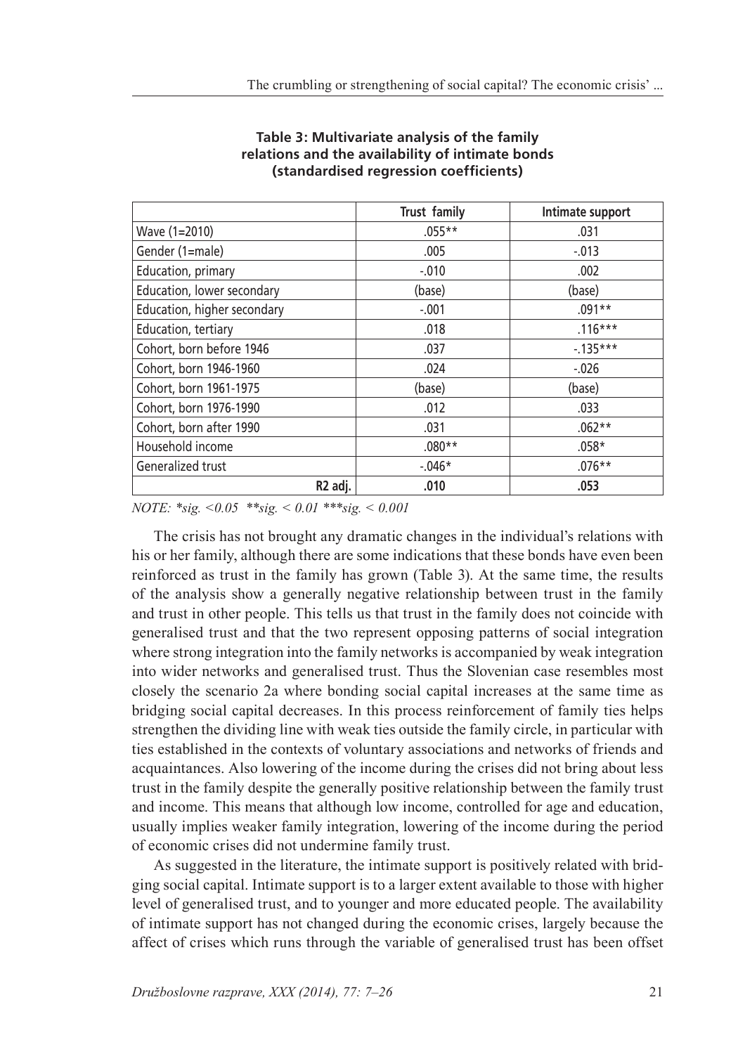**Table 3: Multivariate analysis of the family relations and the availability of intimate bonds (standardised regression coefficients)**

| | Trust family | Intimate support |
|---|---|---|
| Wave (1=2010) | .055** | .031 |
| Gender (1=male) | .005 | -.013 |
| Education, primary | -.010 | .002 |
| Education, lower secondary | (base) | (base) |
| Education, higher secondary | -.001 | .091** |
| Education, tertiary | .018 | .116*** |
| Cohort, born before 1946 | .037 | -.135*** |
| Cohort, born 1946-1960 | .024 | -.026 |
| Cohort, born 1961-1975 | (base) | (base) |
| Cohort, born 1976-1990 | .012 | .033 |
| Cohort, born after 1990 | .031 | .062** |
| Household income | .080** | .058* |
| Generalized trust | -.046* | .076** |
| R2 adj. | **.010** | **.053** |

*NOTE: *sig. <0.05 **sig. < 0.01 ***sig. < 0.001*

The crisis has not brought any dramatic changes in the individual's relations with his or her family, although there are some indications that these bonds have even been reinforced as trust in the family has grown (Table 3). At the same time, the results of the analysis show a generally negative relationship between trust in the family and trust in other people. This tells us that trust in the family does not coincide with generalised trust and that the two represent opposing patterns of social integration where strong integration into the family networks is accompanied by weak integration into wider networks and generalised trust. Thus the Slovenian case resembles most closely the scenario 2a where bonding social capital increases at the same time as bridging social capital decreases. In this process reinforcement of family ties helps strengthen the dividing line with weak ties outside the family circle, in particular with ties established in the contexts of voluntary associations and networks of friends and acquaintances. Also lowering of the income during the crises did not bring about less trust in the family despite the generally positive relationship between the family trust and income. This means that although low income, controlled for age and education, usually implies weaker family integration, lowering of the income during the period of economic crises did not undermine family trust.

As suggested in the literature, the intimate support is positively related with bridging social capital. Intimate support is to a larger extent available to those with higher level of generalised trust, and to younger and more educated people. The availability of intimate support has not changed during the economic crises, largely because the affect of crises which runs through the variable of generalised trust has been offset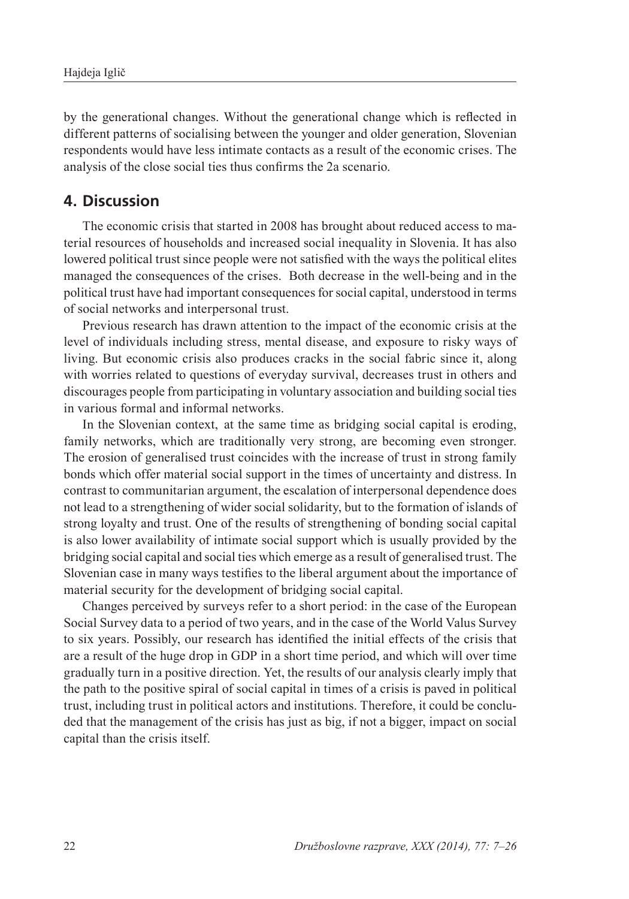by the generational changes. Without the generational change which is reflected in different patterns of socialising between the younger and older generation, Slovenian respondents would have less intimate contacts as a result of the economic crises. The analysis of the close social ties thus confirms the 2a scenario.

## 4. Discussion

The economic crisis that started in 2008 has brought about reduced access to material resources of households and increased social inequality in Slovenia. It has also lowered political trust since people were not satisfied with the ways the political elites managed the consequences of the crises. Both decrease in the well-being and in the political trust have had important consequences for social capital, understood in terms of social networks and interpersonal trust.

Previous research has drawn attention to the impact of the economic crisis at the level of individuals including stress, mental disease, and exposure to risky ways of living. But economic crisis also produces cracks in the social fabric since it, along with worries related to questions of everyday survival, decreases trust in others and discourages people from participating in voluntary association and building social ties in various formal and informal networks.

In the Slovenian context, at the same time as bridging social capital is eroding, family networks, which are traditionally very strong, are becoming even stronger. The erosion of generalised trust coincides with the increase of trust in strong family bonds which offer material social support in the times of uncertainty and distress. In contrast to communitarian argument, the escalation of interpersonal dependence does not lead to a strengthening of wider social solidarity, but to the formation of islands of strong loyalty and trust. One of the results of strengthening of bonding social capital is also lower availability of intimate social support which is usually provided by the bridging social capital and social ties which emerge as a result of generalised trust. The Slovenian case in many ways testifies to the liberal argument about the importance of material security for the development of bridging social capital.

Changes perceived by surveys refer to a short period: in the case of the European Social Survey data to a period of two years, and in the case of the World Valus Survey to six years. Possibly, our research has identified the initial effects of the crisis that are a result of the huge drop in GDP in a short time period, and which will over time gradually turn in a positive direction. Yet, the results of our analysis clearly imply that the path to the positive spiral of social capital in times of a crisis is paved in political trust, including trust in political actors and institutions. Therefore, it could be concluded that the management of the crisis has just as big, if not a bigger, impact on social capital than the crisis itself.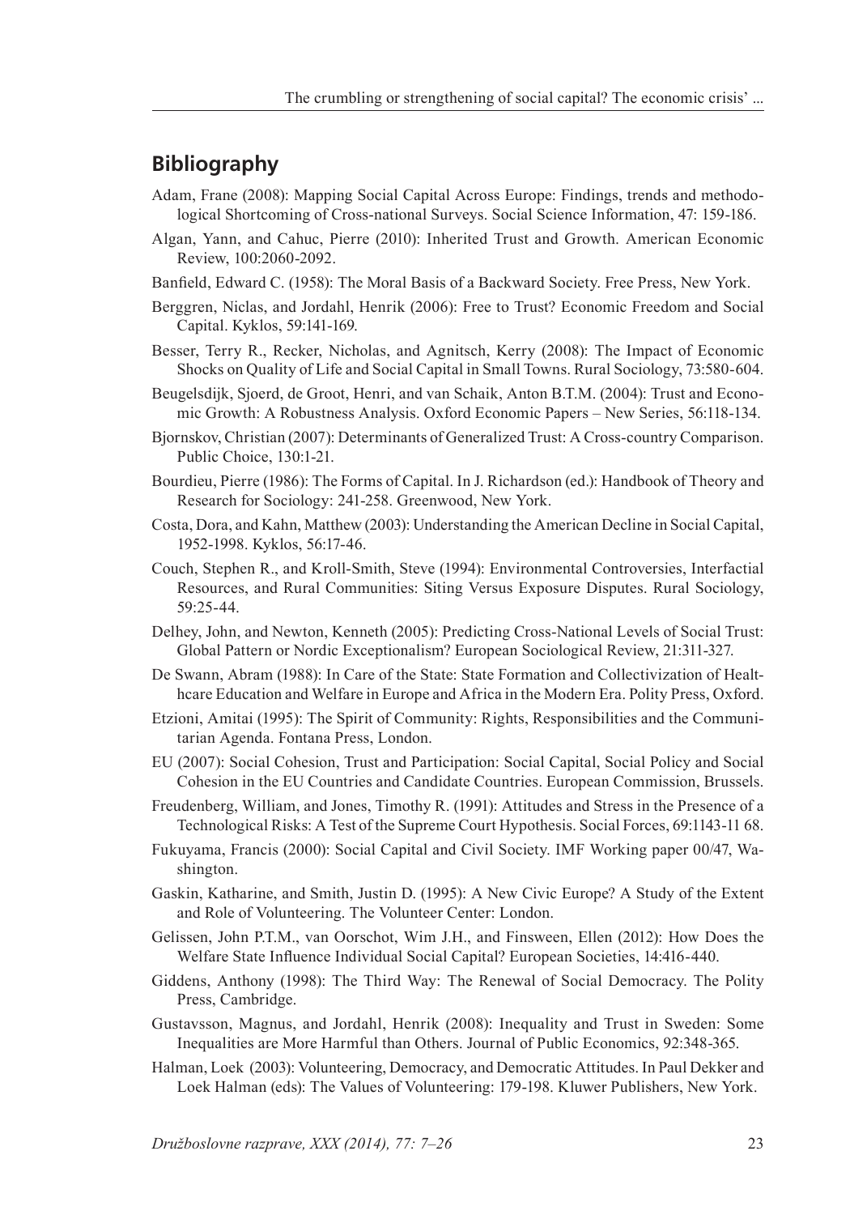## Bibliography

Adam, Frane (2008): Mapping Social Capital Across Europe: Findings, trends and methodological Shortcoming of Cross-national Surveys. Social Science Information, 47: 159-186.

Algan, Yann, and Cahuc, Pierre (2010): Inherited Trust and Growth. American Economic Review, 100:2060-2092.

Banfield, Edward C. (1958): The Moral Basis of a Backward Society. Free Press, New York.

Berggren, Niclas, and Jordahl, Henrik (2006): Free to Trust? Economic Freedom and Social Capital. Kyklos, 59:141-169.

Besser, Terry R., Recker, Nicholas, and Agnitsch, Kerry (2008): The Impact of Economic Shocks on Quality of Life and Social Capital in Small Towns. Rural Sociology, 73:580-604.

Beugelsdijk, Sjoerd, de Groot, Henri, and van Schaik, Anton B.T.M. (2004): Trust and Economic Growth: A Robustness Analysis. Oxford Economic Papers – New Series, 56:118-134.

Bjornskov, Christian (2007): Determinants of Generalized Trust: A Cross-country Comparison. Public Choice, 130:1-21.

Bourdieu, Pierre (1986): The Forms of Capital. In J. Richardson (ed.): Handbook of Theory and Research for Sociology: 241-258. Greenwood, New York.

Costa, Dora, and Kahn, Matthew (2003): Understanding the American Decline in Social Capital, 1952-1998. Kyklos, 56:17-46.

Couch, Stephen R., and Kroll-Smith, Steve (1994): Environmental Controversies, Interfactial Resources, and Rural Communities: Siting Versus Exposure Disputes. Rural Sociology, 59:25-44.

Delhey, John, and Newton, Kenneth (2005): Predicting Cross-National Levels of Social Trust: Global Pattern or Nordic Exceptionalism? European Sociological Review, 21:311-327.

De Swann, Abram (1988): In Care of the State: State Formation and Collectivization of Healthcare Education and Welfare in Europe and Africa in the Modern Era. Polity Press, Oxford.

Etzioni, Amitai (1995): The Spirit of Community: Rights, Responsibilities and the Communitarian Agenda. Fontana Press, London.

EU (2007): Social Cohesion, Trust and Participation: Social Capital, Social Policy and Social Cohesion in the EU Countries and Candidate Countries. European Commission, Brussels.

Freudenberg, William, and Jones, Timothy R. (1991): Attitudes and Stress in the Presence of a Technological Risks: A Test of the Supreme Court Hypothesis. Social Forces, 69:1143-11 68.

Fukuyama, Francis (2000): Social Capital and Civil Society. IMF Working paper 00/47, Washington.

Gaskin, Katharine, and Smith, Justin D. (1995): A New Civic Europe? A Study of the Extent and Role of Volunteering. The Volunteer Center: London.

Gelissen, John P.T.M., van Oorschot, Wim J.H., and Finsween, Ellen (2012): How Does the Welfare State Influence Individual Social Capital? European Societies, 14:416-440.

Giddens, Anthony (1998): The Third Way: The Renewal of Social Democracy. The Polity Press, Cambridge.

Gustavsson, Magnus, and Jordahl, Henrik (2008): Inequality and Trust in Sweden: Some Inequalities are More Harmful than Others. Journal of Public Economics, 92:348-365.

Halman, Loek (2003): Volunteering, Democracy, and Democratic Attitudes. In Paul Dekker and Loek Halman (eds): The Values of Volunteering: 179-198. Kluwer Publishers, New York.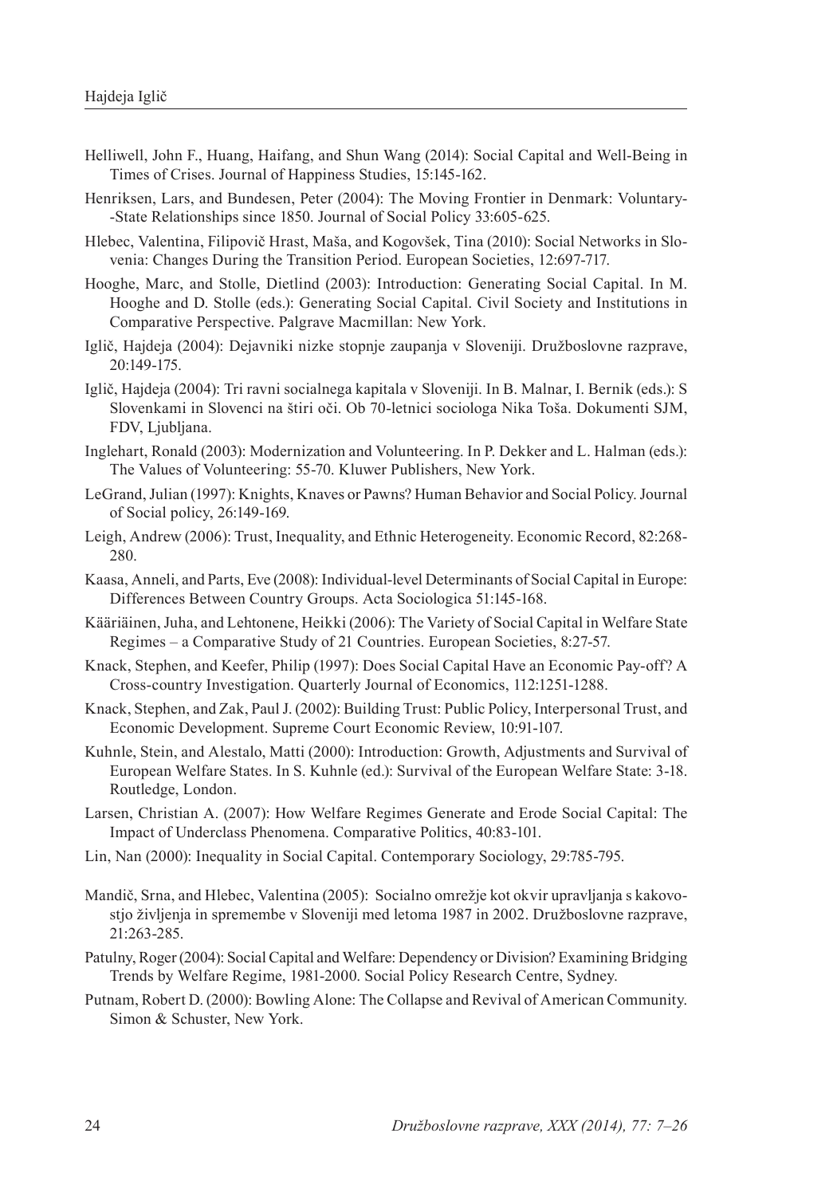Helliwell, John F., Huang, Haifang, and Shun Wang (2014): Social Capital and Well-Being in Times of Crises. Journal of Happiness Studies, 15:145-162.

Henriksen, Lars, and Bundesen, Peter (2004): The Moving Frontier in Denmark: Voluntary--State Relationships since 1850. Journal of Social Policy 33:605-625.

Hlebec, Valentina, Filipovič Hrast, Maša, and Kogovšek, Tina (2010): Social Networks in Slovenia: Changes During the Transition Period. European Societies, 12:697-717.

Hooghe, Marc, and Stolle, Dietlind (2003): Introduction: Generating Social Capital. In M. Hooghe and D. Stolle (eds.): Generating Social Capital. Civil Society and Institutions in Comparative Perspective. Palgrave Macmillan: New York.

Iglič, Hajdeja (2004): Dejavniki nizke stopnje zaupanja v Sloveniji. Družboslovne razprave, 20:149-175.

Iglič, Hajdeja (2004): Tri ravni socialnega kapitala v Sloveniji. In B. Malnar, I. Bernik (eds.): S Slovenkami in Slovenci na štiri oči. Ob 70-letnici sociologa Nika Toša. Dokumenti SJM, FDV, Ljubljana.

Inglehart, Ronald (2003): Modernization and Volunteering. In P. Dekker and L. Halman (eds.): The Values of Volunteering: 55-70. Kluwer Publishers, New York.

LeGrand, Julian (1997): Knights, Knaves or Pawns? Human Behavior and Social Policy. Journal of Social policy, 26:149-169.

Leigh, Andrew (2006): Trust, Inequality, and Ethnic Heterogeneity. Economic Record, 82:268-280.

Kaasa, Anneli, and Parts, Eve (2008): Individual-level Determinants of Social Capital in Europe: Differences Between Country Groups. Acta Sociologica 51:145-168.

Kääriäinen, Juha, and Lehtonene, Heikki (2006): The Variety of Social Capital in Welfare State Regimes – a Comparative Study of 21 Countries. European Societies, 8:27-57.

Knack, Stephen, and Keefer, Philip (1997): Does Social Capital Have an Economic Pay-off? A Cross-country Investigation. Quarterly Journal of Economics, 112:1251-1288.

Knack, Stephen, and Zak, Paul J. (2002): Building Trust: Public Policy, Interpersonal Trust, and Economic Development. Supreme Court Economic Review, 10:91-107.

Kuhnle, Stein, and Alestalo, Matti (2000): Introduction: Growth, Adjustments and Survival of European Welfare States. In S. Kuhnle (ed.): Survival of the European Welfare State: 3-18. Routledge, London.

Larsen, Christian A. (2007): How Welfare Regimes Generate and Erode Social Capital: The Impact of Underclass Phenomena. Comparative Politics, 40:83-101.

Lin, Nan (2000): Inequality in Social Capital. Contemporary Sociology, 29:785-795.

Mandič, Srna, and Hlebec, Valentina (2005): Socialno omrežje kot okvir upravljanja s kakovostjo življenja in spremembe v Sloveniji med letoma 1987 in 2002. Družboslovne razprave, 21:263-285.

Patulny, Roger (2004): Social Capital and Welfare: Dependency or Division? Examining Bridging Trends by Welfare Regime, 1981-2000. Social Policy Research Centre, Sydney.

Putnam, Robert D. (2000): Bowling Alone: The Collapse and Revival of American Community. Simon & Schuster, New York.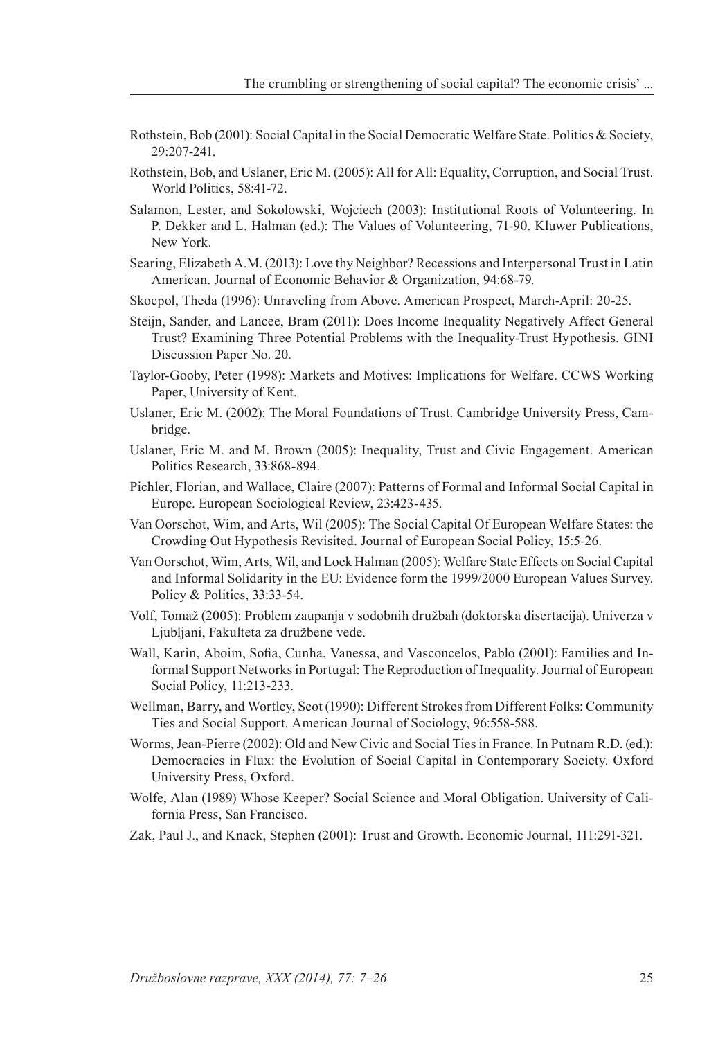Rothstein, Bob (2001): Social Capital in the Social Democratic Welfare State. Politics & Society, 29:207-241.

Rothstein, Bob, and Uslaner, Eric M. (2005): All for All: Equality, Corruption, and Social Trust. World Politics, 58:41-72.

Salamon, Lester, and Sokolowski, Wojciech (2003): Institutional Roots of Volunteering. In P. Dekker and L. Halman (ed.): The Values of Volunteering, 71-90. Kluwer Publications, New York.

Searing, Elizabeth A.M. (2013): Love thy Neighbor? Recessions and Interpersonal Trust in Latin American. Journal of Economic Behavior & Organization, 94:68-79.

Skocpol, Theda (1996): Unraveling from Above. American Prospect, March-April: 20-25.

Steijn, Sander, and Lancee, Bram (2011): Does Income Inequality Negatively Affect General Trust? Examining Three Potential Problems with the Inequality-Trust Hypothesis. GINI Discussion Paper No. 20.

Taylor-Gooby, Peter (1998): Markets and Motives: Implications for Welfare. CCWS Working Paper, University of Kent.

Uslaner, Eric M. (2002): The Moral Foundations of Trust. Cambridge University Press, Cambridge.

Uslaner, Eric M. and M. Brown (2005): Inequality, Trust and Civic Engagement. American Politics Research, 33:868-894.

Pichler, Florian, and Wallace, Claire (2007): Patterns of Formal and Informal Social Capital in Europe. European Sociological Review, 23:423-435.

Van Oorschot, Wim, and Arts, Wil (2005): The Social Capital Of European Welfare States: the Crowding Out Hypothesis Revisited. Journal of European Social Policy, 15:5-26.

Van Oorschot, Wim, Arts, Wil, and Loek Halman (2005): Welfare State Effects on Social Capital and Informal Solidarity in the EU: Evidence form the 1999/2000 European Values Survey. Policy & Politics, 33:33-54.

Volf, Tomaž (2005): Problem zaupanja v sodobnih družbah (doktorska disertacija). Univerza v Ljubljani, Fakulteta za družbene vede.

Wall, Karin, Aboim, Sofia, Cunha, Vanessa, and Vasconcelos, Pablo (2001): Families and Informal Support Networks in Portugal: The Reproduction of Inequality. Journal of European Social Policy, 11:213-233.

Wellman, Barry, and Wortley, Scot (1990): Different Strokes from Different Folks: Community Ties and Social Support. American Journal of Sociology, 96:558-588.

Worms, Jean-Pierre (2002): Old and New Civic and Social Ties in France. In Putnam R.D. (ed.): Democracies in Flux: the Evolution of Social Capital in Contemporary Society. Oxford University Press, Oxford.

Wolfe, Alan (1989) Whose Keeper? Social Science and Moral Obligation. University of California Press, San Francisco.

Zak, Paul J., and Knack, Stephen (2001): Trust and Growth. Economic Journal, 111:291-321.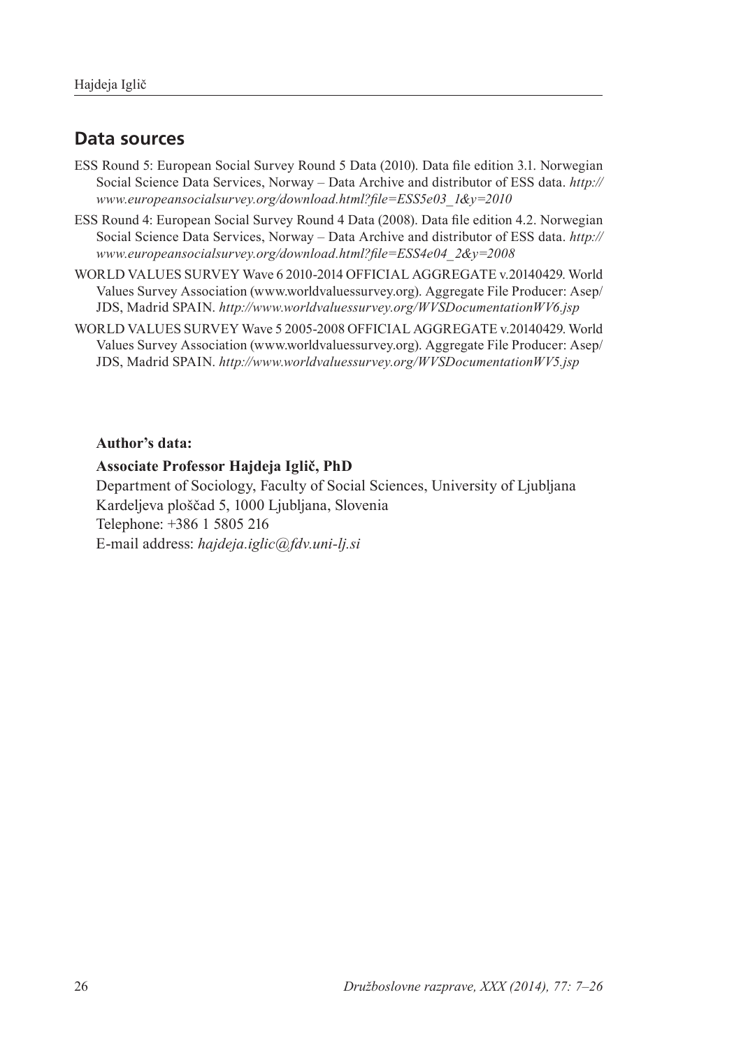## Data sources

ESS Round 5: European Social Survey Round 5 Data (2010). Data file edition 3.1. Norwegian Social Science Data Services, Norway – Data Archive and distributor of ESS data. *http://www.europeansocialsurvey.org/download.html?file=ESS5e03_1&y=2010*

ESS Round 4: European Social Survey Round 4 Data (2008). Data file edition 4.2. Norwegian Social Science Data Services, Norway – Data Archive and distributor of ESS data. *http://www.europeansocialsurvey.org/download.html?file=ESS4e04_2&y=2008*

WORLD VALUES SURVEY Wave 6 2010-2014 OFFICIAL AGGREGATE v.20140429. World Values Survey Association (www.worldvaluessurvey.org). Aggregate File Producer: Asep/JDS, Madrid SPAIN. *http://www.worldvaluessurvey.org/WVSDocumentationWV6.jsp*

WORLD VALUES SURVEY Wave 5 2005-2008 OFFICIAL AGGREGATE v.20140429. World Values Survey Association (www.worldvaluessurvey.org). Aggregate File Producer: Asep/JDS, Madrid SPAIN. *http://www.worldvaluessurvey.org/WVSDocumentationWV5.jsp*

**Author's data:**

**Associate Professor Hajdeja Iglič, PhD**
Department of Sociology, Faculty of Social Sciences, University of Ljubljana
Kardeljeva ploščad 5, 1000 Ljubljana, Slovenia
Telephone: +386 1 5805 216
E-mail address: *hajdeja.iglic@fdv.uni-lj.si*